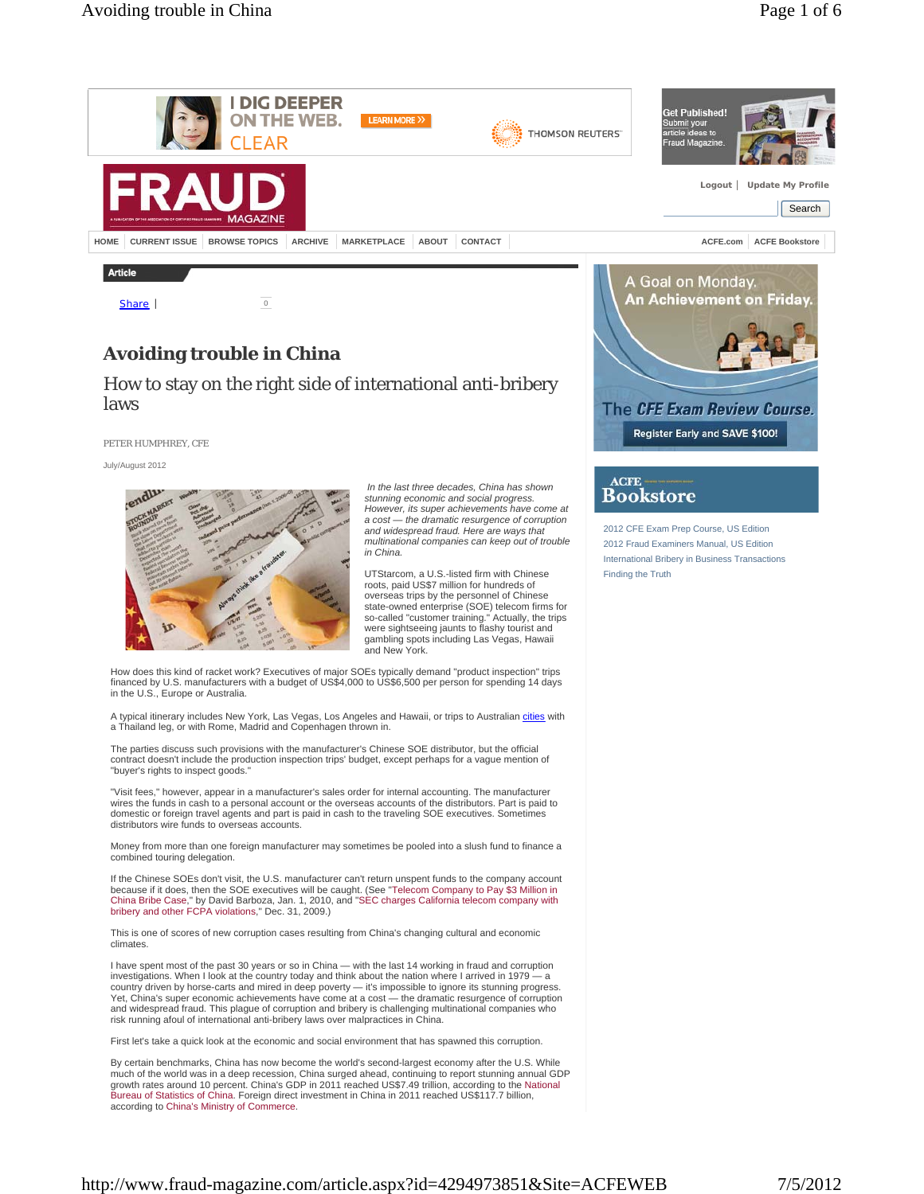# Avoiding trouble in China

## How to stay on the right side of international anti-bribery laws

PETER HUMPHREY, CFE

July/August 2012

*In the last three decades, China has shown stunning economic and social progress. However, its super achievements have come at a cost — the dramatic resurgence of corruption and widespread fraud. Here are ways that multinational companies can keep out of trouble in China.*

UTStarcom, a U.S.-listed firm with Chinese roots, paid US$7 million for hundreds of overseas trips by the personnel of Chinese state-owned enterprise (SOE) telecom firms for so-called "customer training." Actually, the trips were sightseeing jaunts to flashy tourist and gambling spots including Las Vegas, Hawaii and New York.

How does this kind of racket work? Executives of major SOEs typically demand "product inspection" trips financed by U.S. manufacturers with a budget of US$4,000 to US$6,500 per person for spending 14 days in the U.S., Europe or Australia.

A typical itinerary includes New York, Las Vegas, Los Angeles and Hawaii, or trips to Australian cities with a Thailand leg, or with Rome, Madrid and Copenhagen thrown in.

The parties discuss such provisions with the manufacturer's Chinese SOE distributor, but the official contract doesn't include the production inspection trips' budget, except perhaps for a vague mention of "buyer's rights to inspect goods."

"Visit fees," however, appear in a manufacturer's sales order for internal accounting. The manufacturer wires the funds in cash to a personal account or the overseas accounts of the distributors. Part is paid to domestic or foreign travel agents and part is paid in cash to the traveling SOE executives. Sometimes distributors wire funds to overseas accounts.

Money from more than one foreign manufacturer may sometimes be pooled into a slush fund to finance a combined touring delegation.

If the Chinese SOEs don't visit, the U.S. manufacturer can't return unspent funds to the company account because if it does, then the SOE executives will be caught. (See "Telecom Company to Pay $3 Million in China Bribe Case," by David Barboza, Jan. 1, 2010, and "SEC charges California telecom company with bribery and other FCPA violations," Dec. 31, 2009.)

This is one of scores of new corruption cases resulting from China's changing cultural and economic climates.

I have spent most of the past 30 years or so in China — with the last 14 working in fraud and corruption investigations. When I look at the country today and think about the nation where I arrived in 1979 — a country driven by horse-carts and mired in deep poverty — it's impossible to ignore its stunning progress. Yet, China's super economic achievements have come at a cost — the dramatic resurgence of corruption and widespread fraud. This plague of corruption and bribery is challenging multinational companies who risk running afoul of international anti-bribery laws over malpractices in China.

First let's take a quick look at the economic and social environment that has spawned this corruption.

By certain benchmarks, China has now become the world's second-largest economy after the U.S. While much of the world was in a deep recession, China surged ahead, continuing to report stunning annual GDP growth rates around 10 percent. China's GDP in 2011 reached US$7.49 trillion, according to the National Bureau of Statistics of China. Foreign direct investment in China in 2011 reached US$117.7 billion, according to China's Ministry of Commerce.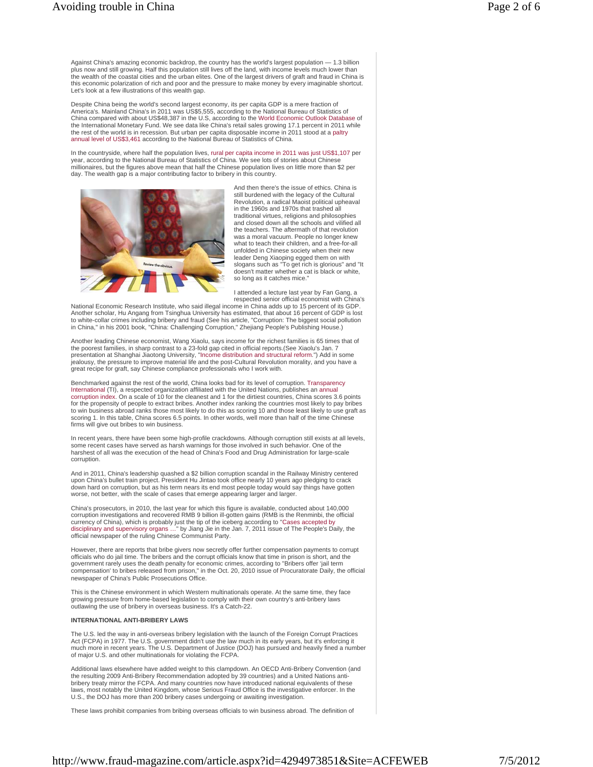Against China's amazing economic backdrop, the country has the world's largest population — 1.3 billion plus now and still growing. Half this population still lives off the land, with income levels much lower than the wealth of the coastal cities and the urban elites. One of the largest drivers of graft and fraud in China is this economic polarization of rich and poor and the pressure to make money by every imaginable shortcut. Let's look at a few illustrations of this wealth gap.

Despite China being the world's second largest economy, its per capita GDP is a mere fraction of America's. Mainland China's in 2011 was US$5,555, according to the National Bureau of Statistics of China compared with about US$48,387 in the U.S, according to the World Economic Outlook Database of the International Monetary Fund. We see data like China's retail sales growing 17.1 percent in 2011 while the rest of the world is in recession. But urban per capita disposable income in 2011 stood at a paltry annual level of US$3,461 according to the National Bureau of Statistics of China.

In the countryside, where half the population lives, rural per capita income in 2011 was just US$1,107 per year, according to the National Bureau of Statistics of China. We see lots of stories about Chinese millionaires, but the figures above mean that half the Chinese population lives on little more than $2 per day. The wealth gap is a major contributing factor to bribery in this country.

And then there's the issue of ethics. China is still burdened with the legacy of the Cultural Revolution, a radical Maoist political upheaval in the 1960s and 1970s that trashed all traditional virtues, religions and philosophies and closed down all the schools and vilified all the teachers. The aftermath of that revolution was a moral vacuum. People no longer knew what to teach their children, and a free-for-all unfolded in Chinese society when their new leader Deng Xiaoping egged them on with slogans such as "To get rich is glorious" and "It doesn't matter whether a cat is black or white, so long as it catches mice."

I attended a lecture last year by Fan Gang, a respected senior official economist with China's National Economic Research Institute, who said illegal income in China adds up to 15 percent of its GDP. Another scholar, Hu Angang from Tsinghua University has estimated, that about 16 percent of GDP is lost to white-collar crimes including bribery and fraud (See his article, "Corruption: The biggest social pollution in China," in his 2001 book, "China: Challenging Corruption," Zhejiang People's Publishing House.)

Another leading Chinese economist, Wang Xiaolu, says income for the richest families is 65 times that of the poorest families, in sharp contrast to a 23-fold gap cited in official reports.(See Xiaolu's Jan. 7 presentation at Shanghai Jiaotong University, "Income distribution and structural reform.") Add in some jealousy, the pressure to improve material life and the post-Cultural Revolution morality, and you have a great recipe for graft, say Chinese compliance professionals who I work with.

Benchmarked against the rest of the world, China looks bad for its level of corruption. Transparency International (TI), a respected organization affiliated with the United Nations, publishes an annual corruption index. On a scale of 10 for the cleanest and 1 for the dirtiest countries, China scores 3.6 points for the propensity of people to extract bribes. Another index ranking the countries most likely to pay bribes to win business abroad ranks those most likely to do this as scoring 10 and those least likely to use graft as scoring 1. In this table, China scores 6.5 points. In other words, well more than half of the time Chinese firms will give out bribes to win business.

In recent years, there have been some high-profile crackdowns. Although corruption still exists at all levels, some recent cases have served as harsh warnings for those involved in such behavior. One of the harshest of all was the execution of the head of China's Food and Drug Administration for large-scale corruption.

And in 2011, China's leadership quashed a $2 billion corruption scandal in the Railway Ministry centered upon China's bullet train project. President Hu Jintao took office nearly 10 years ago pledging to crack down hard on corruption, but as his term nears its end most people today would say things have gotten worse, not better, with the scale of cases that emerge appearing larger and larger.

China's prosecutors, in 2010, the last year for which this figure is available, conducted about 140,000 corruption investigations and recovered RMB 9 billion ill-gotten gains (RMB is the Renminbi, the official currency of China), which is probably just the tip of the iceberg according to "Cases accepted by disciplinary and supervisory organs …" by Jiang Jie in the Jan. 7, 2011 issue of The People's Daily, the official newspaper of the ruling Chinese Communist Party.

However, there are reports that bribe givers now secretly offer further compensation payments to corrupt officials who do jail time. The bribers and the corrupt officials know that time in prison is short, and the government rarely uses the death penalty for economic crimes, according to "Bribers offer 'jail term compensation' to bribes released from prison," in the Oct. 20, 2010 issue of Procuratorate Daily, the official newspaper of China's Public Prosecutions Office.

This is the Chinese environment in which Western multinationals operate. At the same time, they face growing pressure from home-based legislation to comply with their own country's anti-bribery laws outlawing the use of bribery in overseas business. It's a Catch-22.

**INTERNATIONAL ANTI-BRIBERY LAWS**

The U.S. led the way in anti-overseas bribery legislation with the launch of the Foreign Corrupt Practices Act (FCPA) in 1977. The U.S. government didn't use the law much in its early years, but it's enforcing it much more in recent years. The U.S. Department of Justice (DOJ) has pursued and heavily fined a number of major U.S. and other multinationals for violating the FCPA.

Additional laws elsewhere have added weight to this clampdown. An OECD Anti-Bribery Convention (and the resulting 2009 Anti-Bribery Recommendation adopted by 39 countries) and a United Nations anti-bribery treaty mirror the FCPA. And many countries now have introduced national equivalents of these laws, most notably the United Kingdom, whose Serious Fraud Office is the investigative enforcer. In the U.S., the DOJ has more than 200 bribery cases undergoing or awaiting investigation.

These laws prohibit companies from bribing overseas officials to win business abroad. The definition of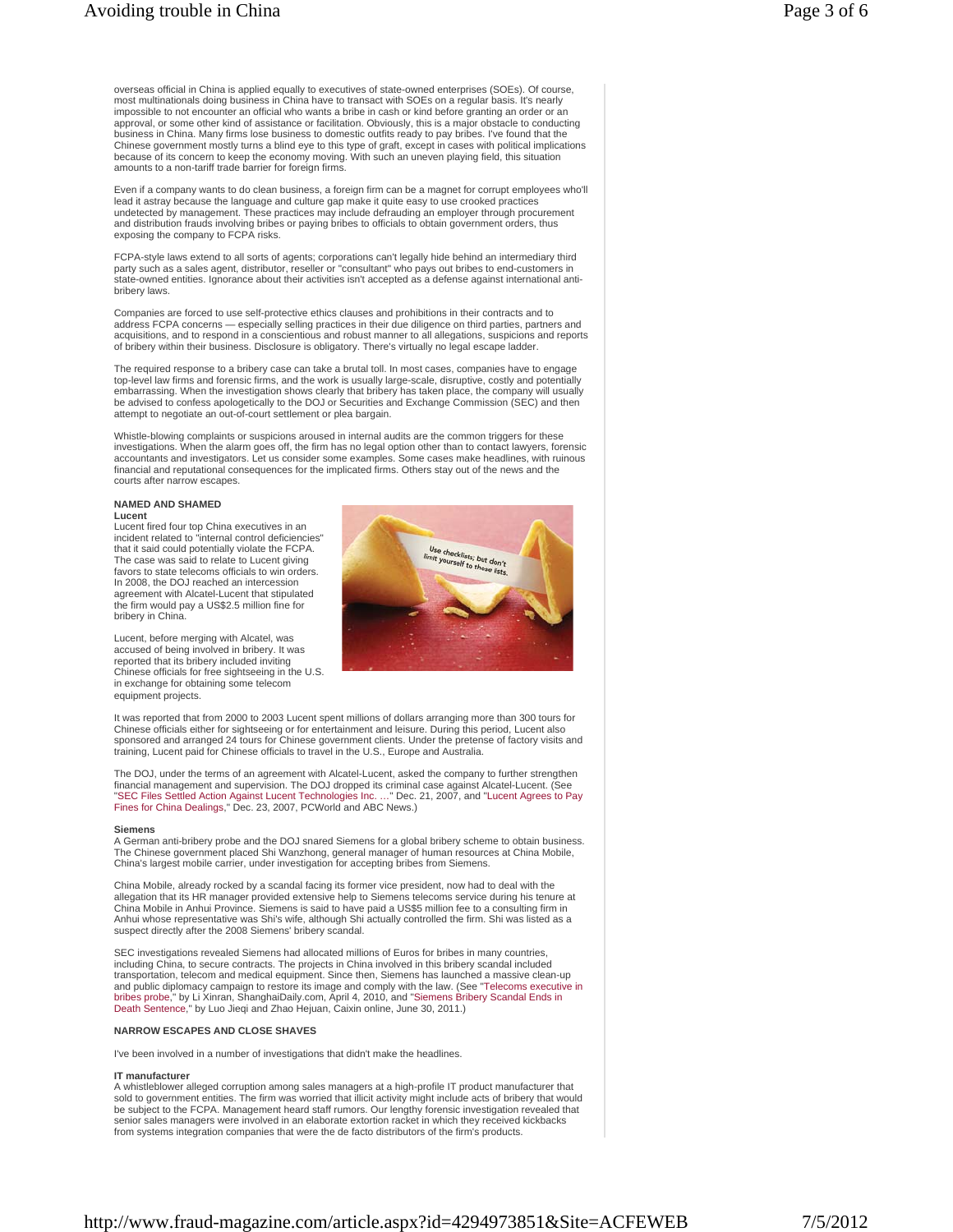overseas official in China is applied equally to executives of state-owned enterprises (SOEs). Of course, most multinationals doing business in China have to transact with SOEs on a regular basis. It's nearly impossible to not encounter an official who wants a bribe in cash or kind before granting an order or an approval, or some other kind of assistance or facilitation. Obviously, this is a major obstacle to conducting business in China. Many firms lose business to domestic outfits ready to pay bribes. I've found that the Chinese government mostly turns a blind eye to this type of graft, except in cases with political implications because of its concern to keep the economy moving. With such an uneven playing field, this situation amounts to a non-tariff trade barrier for foreign firms.

Even if a company wants to do clean business, a foreign firm can be a magnet for corrupt employees who'll lead it astray because the language and culture gap make it quite easy to use crooked practices undetected by management. These practices may include defrauding an employer through procurement and distribution frauds involving bribes or paying bribes to officials to obtain government orders, thus exposing the company to FCPA risks.

FCPA-style laws extend to all sorts of agents; corporations can't legally hide behind an intermediary third party such as a sales agent, distributor, reseller or "consultant" who pays out bribes to end-customers in state-owned entities. Ignorance about their activities isn't accepted as a defense against international anti-bribery laws.

Companies are forced to use self-protective ethics clauses and prohibitions in their contracts and to address FCPA concerns — especially selling practices in their due diligence on third parties, partners and acquisitions, and to respond in a conscientious and robust manner to all allegations, suspicions and reports of bribery within their business. Disclosure is obligatory. There's virtually no legal escape ladder.

The required response to a bribery case can take a brutal toll. In most cases, companies have to engage top-level law firms and forensic firms, and the work is usually large-scale, disruptive, costly and potentially embarrassing. When the investigation shows clearly that bribery has taken place, the company will usually be advised to confess apologetically to the DOJ or Securities and Exchange Commission (SEC) and then attempt to negotiate an out-of-court settlement or plea bargain.

Whistle-blowing complaints or suspicions aroused in internal audits are the common triggers for these investigations. When the alarm goes off, the firm has no legal option other than to contact lawyers, forensic accountants and investigators. Let us consider some examples. Some cases make headlines, with ruinous financial and reputational consequences for the implicated firms. Others stay out of the news and the courts after narrow escapes.

## NAMED AND SHAMED

### Lucent

Lucent fired four top China executives in an incident related to "internal control deficiencies" that it said could potentially violate the FCPA. The case was said to relate to Lucent giving favors to state telecoms officials to win orders. In 2008, the DOJ reached an intercession agreement with Alcatel-Lucent that stipulated the firm would pay a US$2.5 million fine for bribery in China.

Lucent, before merging with Alcatel, was accused of being involved in bribery. It was reported that its bribery included inviting Chinese officials for free sightseeing in the U.S. in exchange for obtaining some telecom equipment projects.

It was reported that from 2000 to 2003 Lucent spent millions of dollars arranging more than 300 tours for Chinese officials either for sightseeing or for entertainment and leisure. During this period, Lucent also sponsored and arranged 24 tours for Chinese government clients. Under the pretense of factory visits and training, Lucent paid for Chinese officials to travel in the U.S., Europe and Australia.

The DOJ, under the terms of an agreement with Alcatel-Lucent, asked the company to further strengthen financial management and supervision. The DOJ dropped its criminal case against Alcatel-Lucent. (See "SEC Files Settled Action Against Lucent Technologies Inc. ..." Dec. 21, 2007, and "Lucent Agrees to Pay Fines for China Dealings," Dec. 23, 2007, PCWorld and ABC News.)

### Siemens

A German anti-bribery probe and the DOJ snared Siemens for a global bribery scheme to obtain business. The Chinese government placed Shi Wanzhong, general manager of human resources at China Mobile, China's largest mobile carrier, under investigation for accepting bribes from Siemens.

China Mobile, already rocked by a scandal facing its former vice president, now had to deal with the allegation that its HR manager provided extensive help to Siemens telecoms service during his tenure at China Mobile in Anhui Province. Siemens is said to have paid a US$5 million fee to a consulting firm in Anhui whose representative was Shi's wife, although Shi actually controlled the firm. Shi was listed as a suspect directly after the 2008 Siemens' bribery scandal.

SEC investigations revealed Siemens had allocated millions of Euros for bribes in many countries, including China, to secure contracts. The projects in China involved in this bribery scandal included transportation, telecom and medical equipment. Since then, Siemens has launched a massive clean-up and public diplomacy campaign to restore its image and comply with the law. (See "Telecoms executive in bribes probe," by Li Xinran, ShanghaiDaily.com, April 4, 2010, and "Siemens Bribery Scandal Ends in Death Sentence," by Luo Jieqi and Zhao Hejuan, Caixin online, June 30, 2011.)

## NARROW ESCAPES AND CLOSE SHAVES

I've been involved in a number of investigations that didn't make the headlines.

### IT manufacturer

A whistleblower alleged corruption among sales managers at a high-profile IT product manufacturer that sold to government entities. The firm was worried that illicit activity might include acts of bribery that would be subject to the FCPA. Management heard staff rumors. Our lengthy forensic investigation revealed that senior sales managers were involved in an elaborate extortion racket in which they received kickbacks from systems integration companies that were the de facto distributors of the firm's products.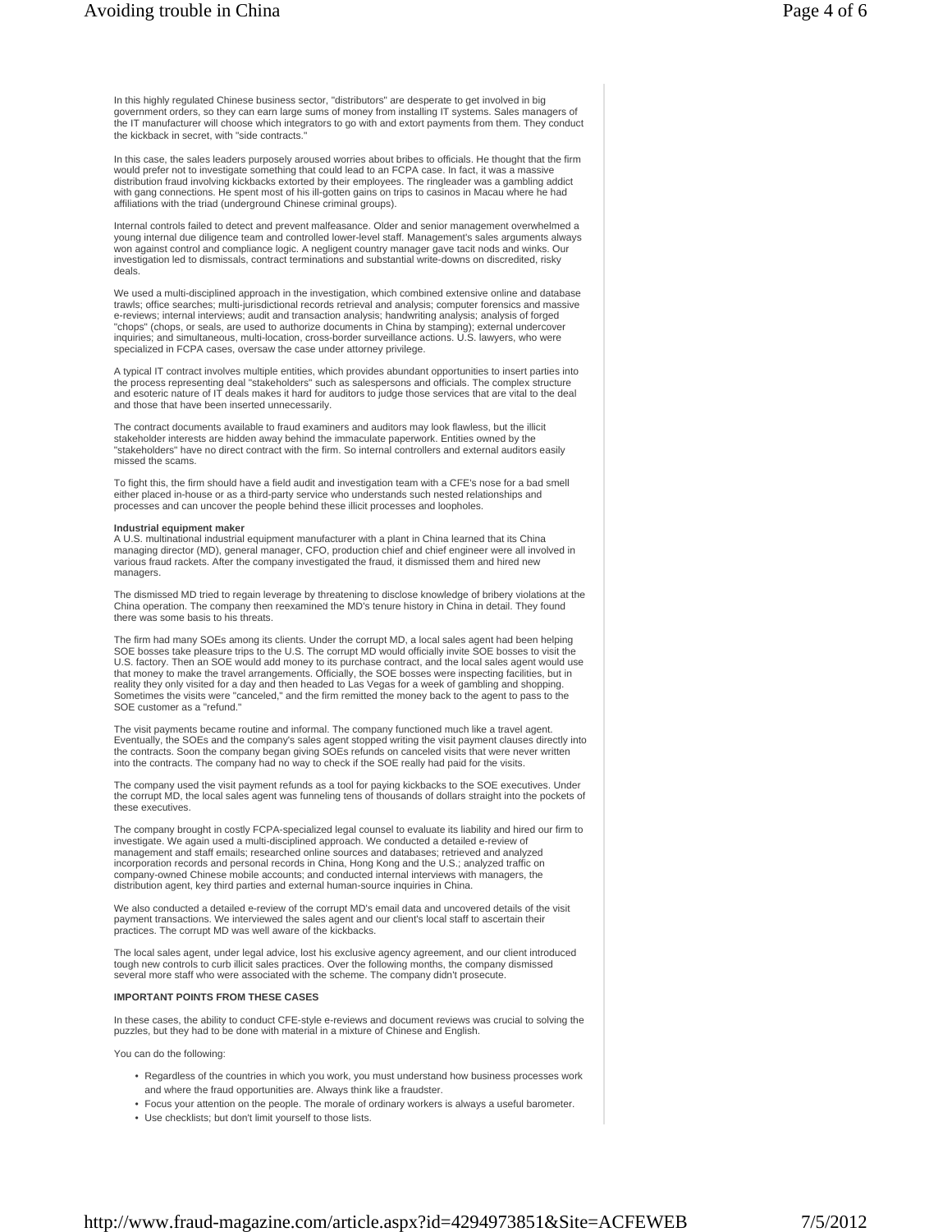In this highly regulated Chinese business sector, "distributors" are desperate to get involved in big government orders, so they can earn large sums of money from installing IT systems. Sales managers of the IT manufacturer will choose which integrators to go with and extort payments from them. They conduct the kickback in secret, with "side contracts."

In this case, the sales leaders purposely aroused worries about bribes to officials. He thought that the firm would prefer not to investigate something that could lead to an FCPA case. In fact, it was a massive distribution fraud involving kickbacks extorted by their employees. The ringleader was a gambling addict with gang connections. He spent most of his ill-gotten gains on trips to casinos in Macau where he had affiliations with the triad (underground Chinese criminal groups).

Internal controls failed to detect and prevent malfeasance. Older and senior management overwhelmed a young internal due diligence team and controlled lower-level staff. Management's sales arguments always won against control and compliance logic. A negligent country manager gave tacit nods and winks. Our investigation led to dismissals, contract terminations and substantial write-downs on discredited, risky deals.

We used a multi-disciplined approach in the investigation, which combined extensive online and database trawls; office searches; multi-jurisdictional records retrieval and analysis; computer forensics and massive e-reviews; internal interviews; audit and transaction analysis; handwriting analysis; analysis of forged "chops" (chops, or seals, are used to authorize documents in China by stamping); external undercover inquiries; and simultaneous, multi-location, cross-border surveillance actions. U.S. lawyers, who were specialized in FCPA cases, oversaw the case under attorney privilege.

A typical IT contract involves multiple entities, which provides abundant opportunities to insert parties into the process representing deal "stakeholders" such as salespersons and officials. The complex structure and esoteric nature of IT deals makes it hard for auditors to judge those services that are vital to the deal and those that have been inserted unnecessarily.

The contract documents available to fraud examiners and auditors may look flawless, but the illicit stakeholder interests are hidden away behind the immaculate paperwork. Entities owned by the "stakeholders" have no direct contract with the firm. So internal controllers and external auditors easily missed the scams.

To fight this, the firm should have a field audit and investigation team with a CFE's nose for a bad smell either placed in-house or as a third-party service who understands such nested relationships and processes and can uncover the people behind these illicit processes and loopholes.

**Industrial equipment maker**

A U.S. multinational industrial equipment manufacturer with a plant in China learned that its China managing director (MD), general manager, CFO, production chief and chief engineer were all involved in various fraud rackets. After the company investigated the fraud, it dismissed them and hired new managers.

The dismissed MD tried to regain leverage by threatening to disclose knowledge of bribery violations at the China operation. The company then reexamined the MD's tenure history in China in detail. They found there was some basis to his threats.

The firm had many SOEs among its clients. Under the corrupt MD, a local sales agent had been helping SOE bosses take pleasure trips to the U.S. The corrupt MD would officially invite SOE bosses to visit the U.S. factory. Then an SOE would add money to its purchase contract, and the local sales agent would use that money to make the travel arrangements. Officially, the SOE bosses were inspecting facilities, but in reality they only visited for a day and then headed to Las Vegas for a week of gambling and shopping. Sometimes the visits were "canceled," and the firm remitted the money back to the agent to pass to the SOE customer as a "refund."

The visit payments became routine and informal. The company functioned much like a travel agent. Eventually, the SOEs and the company's sales agent stopped writing the visit payment clauses directly into the contracts. Soon the company began giving SOEs refunds on canceled visits that were never written into the contracts. The company had no way to check if the SOE really had paid for the visits.

The company used the visit payment refunds as a tool for paying kickbacks to the SOE executives. Under the corrupt MD, the local sales agent was funneling tens of thousands of dollars straight into the pockets of these executives.

The company brought in costly FCPA-specialized legal counsel to evaluate its liability and hired our firm to investigate. We again used a multi-disciplined approach. We conducted a detailed e-review of management and staff emails; researched online sources and databases; retrieved and analyzed incorporation records and personal records in China, Hong Kong and the U.S.; analyzed traffic on company-owned Chinese mobile accounts; and conducted internal interviews with managers, the distribution agent, key third parties and external human-source inquiries in China.

We also conducted a detailed e-review of the corrupt MD's email data and uncovered details of the visit payment transactions. We interviewed the sales agent and our client's local staff to ascertain their practices. The corrupt MD was well aware of the kickbacks.

The local sales agent, under legal advice, lost his exclusive agency agreement, and our client introduced tough new controls to curb illicit sales practices. Over the following months, the company dismissed several more staff who were associated with the scheme. The company didn't prosecute.

**IMPORTANT POINTS FROM THESE CASES**

In these cases, the ability to conduct CFE-style e-reviews and document reviews was crucial to solving the puzzles, but they had to be done with material in a mixture of Chinese and English.

You can do the following:

- Regardless of the countries in which you work, you must understand how business processes work and where the fraud opportunities are. Always think like a fraudster.
- Focus your attention on the people. The morale of ordinary workers is always a useful barometer.
- Use checklists; but don't limit yourself to those lists.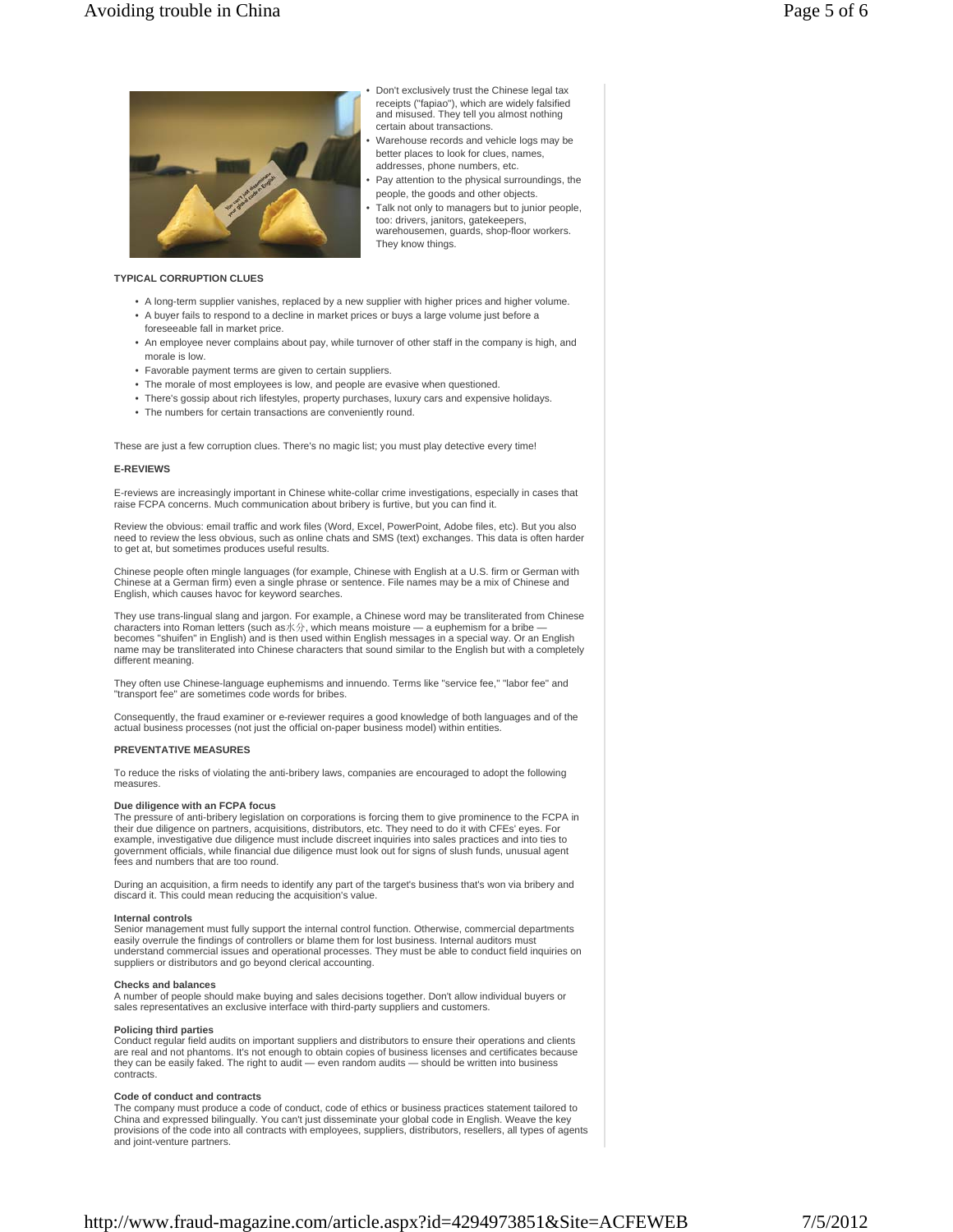- Don't exclusively trust the Chinese legal tax receipts ("fapiao"), which are widely falsified and misused. They tell you almost nothing certain about transactions.
- Warehouse records and vehicle logs may be better places to look for clues, names, addresses, phone numbers, etc.
- Pay attention to the physical surroundings, the people, the goods and other objects.
- Talk not only to managers but to junior people, too: drivers, janitors, gatekeepers, warehousemen, guards, shop-floor workers. They know things.

**TYPICAL CORRUPTION CLUES**

- A long-term supplier vanishes, replaced by a new supplier with higher prices and higher volume.
- A buyer fails to respond to a decline in market prices or buys a large volume just before a foreseeable fall in market price.
- An employee never complains about pay, while turnover of other staff in the company is high, and morale is low.
- Favorable payment terms are given to certain suppliers.
- The morale of most employees is low, and people are evasive when questioned.
- There's gossip about rich lifestyles, property purchases, luxury cars and expensive holidays.
- The numbers for certain transactions are conveniently round.

These are just a few corruption clues. There's no magic list; you must play detective every time!

**E-REVIEWS**

E-reviews are increasingly important in Chinese white-collar crime investigations, especially in cases that raise FCPA concerns. Much communication about bribery is furtive, but you can find it.

Review the obvious: email traffic and work files (Word, Excel, PowerPoint, Adobe files, etc). But you also need to review the less obvious, such as online chats and SMS (text) exchanges. This data is often harder to get at, but sometimes produces useful results.

Chinese people often mingle languages (for example, Chinese with English at a U.S. firm or German with Chinese at a German firm) even a single phrase or sentence. File names may be a mix of Chinese and English, which causes havoc for keyword searches.

They use trans-lingual slang and jargon. For example, a Chinese word may be transliterated from Chinese characters into Roman letters (such as水分, which means moisture — a euphemism for a bribe — becomes "shuifen" in English) and is then used within English messages in a special way. Or an English name may be transliterated into Chinese characters that sound similar to the English but with a completely different meaning.

They often use Chinese-language euphemisms and innuendo. Terms like "service fee," "labor fee" and "transport fee" are sometimes code words for bribes.

Consequently, the fraud examiner or e-reviewer requires a good knowledge of both languages and of the actual business processes (not just the official on-paper business model) within entities.

**PREVENTATIVE MEASURES**

To reduce the risks of violating the anti-bribery laws, companies are encouraged to adopt the following measures.

**Due diligence with an FCPA focus**
The pressure of anti-bribery legislation on corporations is forcing them to give prominence to the FCPA in their due diligence on partners, acquisitions, distributors, etc. They need to do it with CFEs' eyes. For example, investigative due diligence must include discreet inquiries into sales practices and into ties to government officials, while financial due diligence must look out for signs of slush funds, unusual agent fees and numbers that are too round.

During an acquisition, a firm needs to identify any part of the target's business that's won via bribery and discard it. This could mean reducing the acquisition's value.

**Internal controls**
Senior management must fully support the internal control function. Otherwise, commercial departments easily overrule the findings of controllers or blame them for lost business. Internal auditors must understand commercial issues and operational processes. They must be able to conduct field inquiries on suppliers or distributors and go beyond clerical accounting.

**Checks and balances**
A number of people should make buying and sales decisions together. Don't allow individual buyers or sales representatives an exclusive interface with third-party suppliers and customers.

**Policing third parties**
Conduct regular field audits on important suppliers and distributors to ensure their operations and clients are real and not phantoms. It's not enough to obtain copies of business licenses and certificates because they can be easily faked. The right to audit — even random audits — should be written into business contracts.

**Code of conduct and contracts**
The company must produce a code of conduct, code of ethics or business practices statement tailored to China and expressed bilingually. You can't just disseminate your global code in English. Weave the key provisions of the code into all contracts with employees, suppliers, distributors, resellers, all types of agents and joint-venture partners.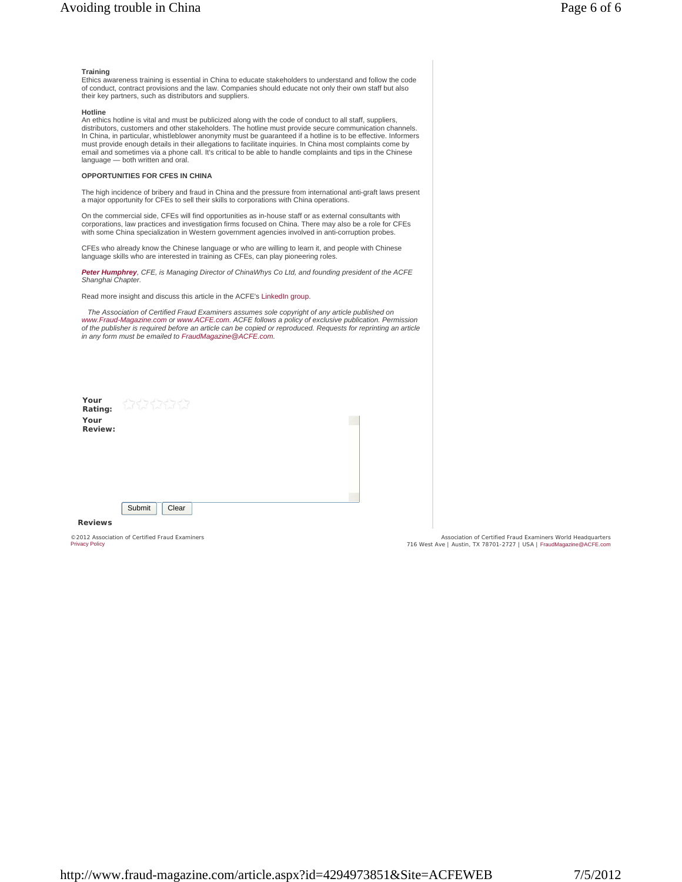**Training**

Ethics awareness training is essential in China to educate stakeholders to understand and follow the code of conduct, contract provisions and the law. Companies should educate not only their own staff but also their key partners, such as distributors and suppliers.

**Hotline**

An ethics hotline is vital and must be publicized along with the code of conduct to all staff, suppliers, distributors, customers and other stakeholders. The hotline must provide secure communication channels. In China, in particular, whistleblower anonymity must be guaranteed if a hotline is to be effective. Informers must provide enough details in their allegations to facilitate inquiries. In China most complaints come by email and sometimes via a phone call. It's critical to be able to handle complaints and tips in the Chinese language — both written and oral.

## OPPORTUNITIES FOR CFES IN CHINA

The high incidence of bribery and fraud in China and the pressure from international anti-graft laws present a major opportunity for CFEs to sell their skills to corporations with China operations.

On the commercial side, CFEs will find opportunities as in-house staff or as external consultants with corporations, law practices and investigation firms focused on China. There may also be a role for CFEs with some China specialization in Western government agencies involved in anti-corruption probes.

CFEs who already know the Chinese language or who are willing to learn it, and people with Chinese language skills who are interested in training as CFEs, can play pioneering roles.

***Peter Humphrey****, CFE, is Managing Director of ChinaWhys Co Ltd, and founding president of the ACFE Shanghai Chapter.*

Read more insight and discuss this article in the ACFE's LinkedIn group.

*The Association of Certified Fraud Examiners assumes sole copyright of any article published on www.Fraud-Magazine.com or www.ACFE.com. ACFE follows a policy of exclusive publication. Permission of the publisher is required before an article can be copied or reproduced. Requests for reprinting an article in any form must be emailed to FraudMagazine@ACFE.com.*

**Your Rating:**

**Your Review:**

Submit Clear

**Reviews**

©2012 Association of Certified Fraud Examiners
Privacy Policy

Association of Certified Fraud Examiners World Headquarters
716 West Ave | Austin, TX 78701-2727 | USA | FraudMagazine@ACFE.com